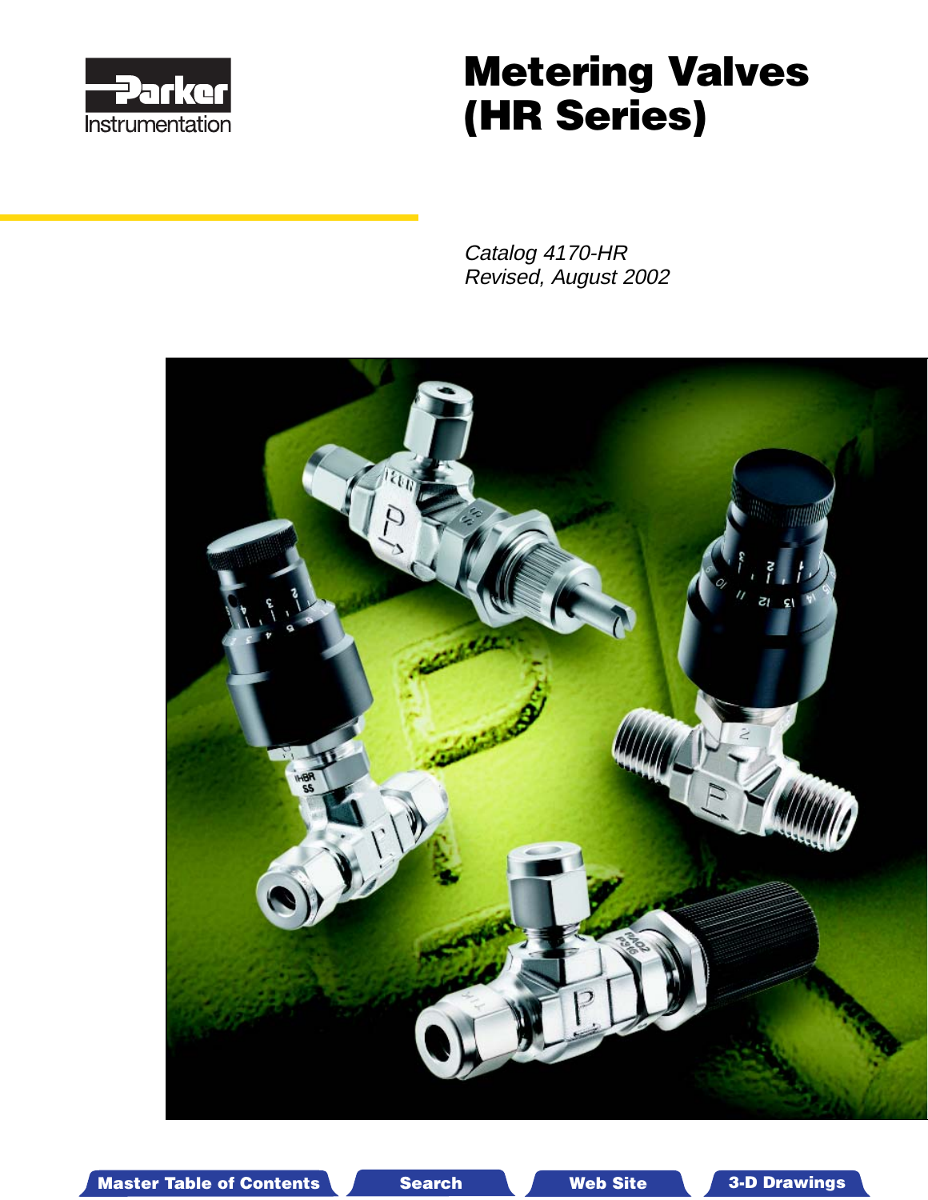Parker Instrumentation

# Metering Valves (HR Series)

*Catalog 4170-HR*
*Revised, August 2002*

Master Table of Contents | Search | Web Site | 3-D Drawings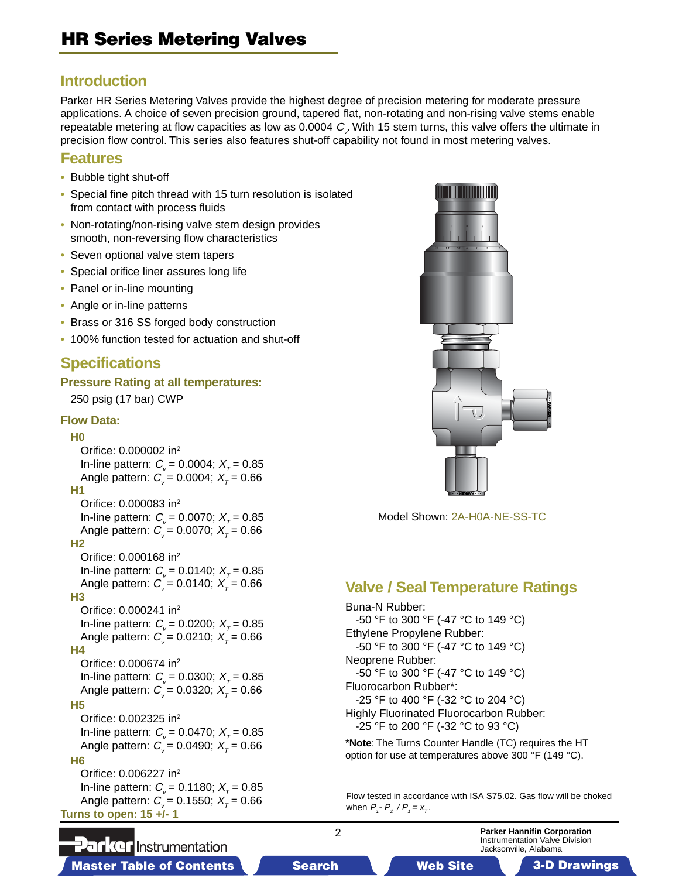# HR Series Metering Valves

## Introduction

Parker HR Series Metering Valves provide the highest degree of precision metering for moderate pressure applications. A choice of seven precision ground, tapered flat, non-rotating and non-rising valve stems enable repeatable metering at flow capacities as low as 0.0004 $C_v$. With 15 stem turns, this valve offers the ultimate in precision flow control. This series also features shut-off capability not found in most metering valves.

## Features

- Bubble tight shut-off
- Special fine pitch thread with 15 turn resolution is isolated from contact with process fluids
- Non-rotating/non-rising valve stem design provides smooth, non-reversing flow characteristics
- Seven optional valve stem tapers
- Special orifice liner assures long life
- Panel or in-line mounting
- Angle or in-line patterns
- Brass or 316 SS forged body construction
- 100% function tested for actuation and shut-off

## Specifications

### Pressure Rating at all temperatures:

250 psig (17 bar) CWP

### Flow Data:

**H0**
- Orifice: 0.000002 in$^2$
- In-line pattern: $C_v$ = 0.0004; $X_T$ = 0.85
- Angle pattern: $C_v$ = 0.0004; $X_T$ = 0.66

**H1**
- Orifice: 0.000083 in$^2$
- In-line pattern: $C_v$ = 0.0070; $X_T$ = 0.85
- Angle pattern: $C_v$ = 0.0070; $X_T$ = 0.66

**H2**
- Orifice: 0.000168 in$^2$
- In-line pattern: $C_v$ = 0.0140; $X_T$ = 0.85
- Angle pattern: $C_v$ = 0.0140; $X_T$ = 0.66

**H3**
- Orifice: 0.000241 in$^2$
- In-line pattern: $C_v$ = 0.0200; $X_T$ = 0.85
- Angle pattern: $C_v$ = 0.0210; $X_T$ = 0.66

**H4**
- Orifice: 0.000674 in$^2$
- In-line pattern: $C_v$ = 0.0300; $X_T$ = 0.85
- Angle pattern: $C_v$ = 0.0320; $X_T$ = 0.66

**H5**
- Orifice: 0.002325 in$^2$
- In-line pattern: $C_v$ = 0.0470; $X_T$ = 0.85
- Angle pattern: $C_v$ = 0.0490; $X_T$ = 0.66

**H6**
- Orifice: 0.006227 in$^2$
- In-line pattern: $C_v$ = 0.1180; $X_T$ = 0.85
- Angle pattern: $C_v$ = 0.1550; $X_T$ = 0.66

**Turns to open: 15 +/- 1**

Model Shown: 2A-H0A-NE-SS-TC

## Valve / Seal Temperature Ratings

Buna-N Rubber:
-50 °F to 300 °F (-47 °C to 149 °C)

Ethylene Propylene Rubber:
-50 °F to 300 °F (-47 °C to 149 °C)

Neoprene Rubber:
-50 °F to 300 °F (-47 °C to 149 °C)

Fluorocarbon Rubber*:
-25 °F to 400 °F (-32 °C to 204 °C)

Highly Fluorinated Fluorocarbon Rubber:
-25 °F to 200 °F (-32 °C to 93 °C)

*__Note__: The Turns Counter Handle (TC) requires the HT option for use at temperatures above 300 °F (149 °C).

Flow tested in accordance with ISA S75.02. Gas flow will be choked when $P_1 - P_2 / P_1 = x_T$.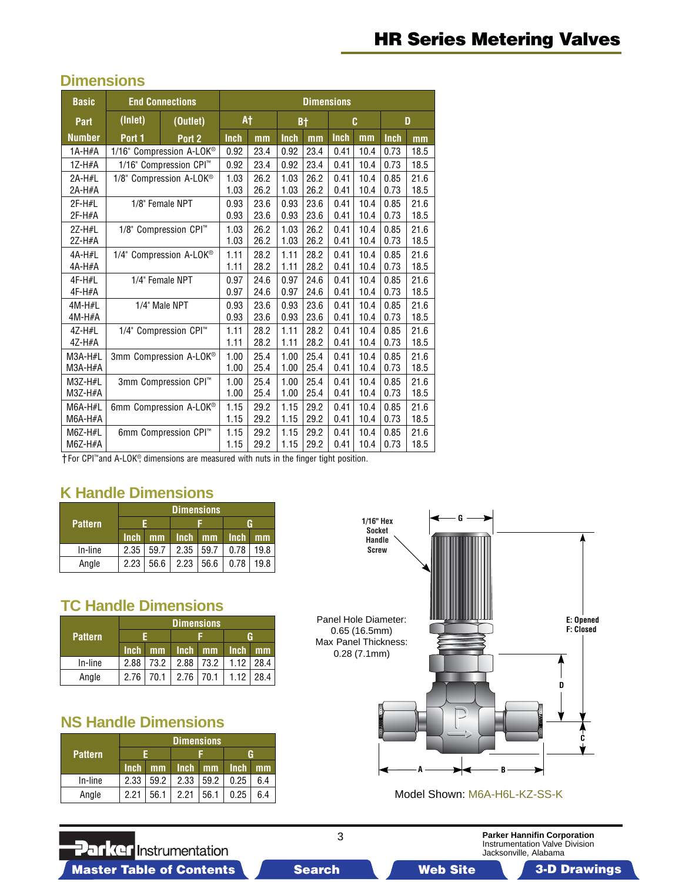## Dimensions

| Basic Part Number | End Connections (Inlet) Port 1 | End Connections (Outlet) Port 2 | A† Inch | A† mm | B† Inch | B† mm | C Inch | C mm | D Inch | D mm |
|---|---|---|---|---|---|---|---|---|---|---|
| 1A-H#A | 1/16" Compression A-LOK® | | 0.92 | 23.4 | 0.92 | 23.4 | 0.41 | 10.4 | 0.73 | 18.5 |
| 1Z-H#A | 1/16" Compression CPI™ | | 0.92 | 23.4 | 0.92 | 23.4 | 0.41 | 10.4 | 0.73 | 18.5 |
| 2A-H#L | 1/8" Compression A-LOK® | | 1.03 | 26.2 | 1.03 | 26.2 | 0.41 | 10.4 | 0.85 | 21.6 |
| 2A-H#A | | | 1.03 | 26.2 | 1.03 | 26.2 | 0.41 | 10.4 | 0.73 | 18.5 |
| 2F-H#L | 1/8" Female NPT | | 0.93 | 23.6 | 0.93 | 23.6 | 0.41 | 10.4 | 0.85 | 21.6 |
| 2F-H#A | | | 0.93 | 23.6 | 0.93 | 23.6 | 0.41 | 10.4 | 0.73 | 18.5 |
| 2Z-H#L | 1/8" Compression CPI™ | | 1.03 | 26.2 | 1.03 | 26.2 | 0.41 | 10.4 | 0.85 | 21.6 |
| 2Z-H#A | | | 1.03 | 26.2 | 1.03 | 26.2 | 0.41 | 10.4 | 0.73 | 18.5 |
| 4A-H#L | 1/4" Compression A-LOK® | | 1.11 | 28.2 | 1.11 | 28.2 | 0.41 | 10.4 | 0.85 | 21.6 |
| 4A-H#A | | | 1.11 | 28.2 | 1.11 | 28.2 | 0.41 | 10.4 | 0.73 | 18.5 |
| 4F-H#L | 1/4" Female NPT | | 0.97 | 24.6 | 0.97 | 24.6 | 0.41 | 10.4 | 0.85 | 21.6 |
| 4F-H#A | | | 0.97 | 24.6 | 0.97 | 24.6 | 0.41 | 10.4 | 0.73 | 18.5 |
| 4M-H#L | 1/4" Male NPT | | 0.93 | 23.6 | 0.93 | 23.6 | 0.41 | 10.4 | 0.85 | 21.6 |
| 4M-H#A | | | 0.93 | 23.6 | 0.93 | 23.6 | 0.41 | 10.4 | 0.73 | 18.5 |
| 4Z-H#L | 1/4" Compression CPI™ | | 1.11 | 28.2 | 1.11 | 28.2 | 0.41 | 10.4 | 0.85 | 21.6 |
| 4Z-H#A | | | 1.11 | 28.2 | 1.11 | 28.2 | 0.41 | 10.4 | 0.73 | 18.5 |
| M3A-H#L | 3mm Compression A-LOK® | | 1.00 | 25.4 | 1.00 | 25.4 | 0.41 | 10.4 | 0.85 | 21.6 |
| M3A-H#A | | | 1.00 | 25.4 | 1.00 | 25.4 | 0.41 | 10.4 | 0.73 | 18.5 |
| M3Z-H#L | 3mm Compression CPI™ | | 1.00 | 25.4 | 1.00 | 25.4 | 0.41 | 10.4 | 0.85 | 21.6 |
| M3Z-H#A | | | 1.00 | 25.4 | 1.00 | 25.4 | 0.41 | 10.4 | 0.73 | 18.5 |
| M6A-H#L | 6mm Compression A-LOK® | | 1.15 | 29.2 | 1.15 | 29.2 | 0.41 | 10.4 | 0.85 | 21.6 |
| M6A-H#A | | | 1.15 | 29.2 | 1.15 | 29.2 | 0.41 | 10.4 | 0.73 | 18.5 |
| M6Z-H#L | 6mm Compression CPI™ | | 1.15 | 29.2 | 1.15 | 29.2 | 0.41 | 10.4 | 0.85 | 21.6 |
| M6Z-H#A | | | 1.15 | 29.2 | 1.15 | 29.2 | 0.41 | 10.4 | 0.73 | 18.5 |

† For CPI™ and A-LOK® dimensions are measured with nuts in the finger tight position.

## K Handle Dimensions

| Pattern | E Inch | E mm | F Inch | F mm | G Inch | G mm |
|---|---|---|---|---|---|---|
| In-line | 2.35 | 59.7 | 2.35 | 59.7 | 0.78 | 19.8 |
| Angle | 2.23 | 56.6 | 2.23 | 56.6 | 0.78 | 19.8 |

## TC Handle Dimensions

| Pattern | E Inch | E mm | F Inch | F mm | G Inch | G mm |
|---|---|---|---|---|---|---|
| In-line | 2.88 | 73.2 | 2.88 | 73.2 | 1.12 | 28.4 |
| Angle | 2.76 | 70.1 | 2.76 | 70.1 | 1.12 | 28.4 |

## NS Handle Dimensions

| Pattern | E Inch | E mm | F Inch | F mm | G Inch | G mm |
|---|---|---|---|---|---|---|
| In-line | 2.33 | 59.2 | 2.33 | 59.2 | 0.25 | 6.4 |
| Angle | 2.21 | 56.1 | 2.21 | 56.1 | 0.25 | 6.4 |

1/16" Hex Socket Handle Screw

Panel Hole Diameter: 0.65 (16.5mm)
Max Panel Thickness: 0.28 (7.1mm)

E: Opened
F: Closed

Model Shown: M6A-H6L-KZ-SS-K

Parker Hannifin Corporation
Instrumentation Valve Division
Jacksonville, Alabama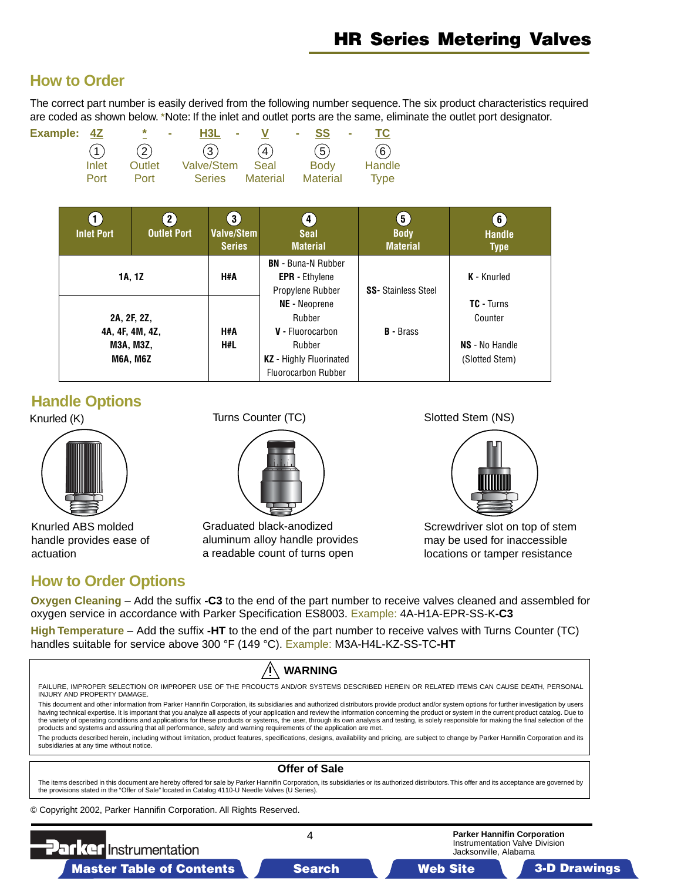## How to Order

The correct part number is easily derived from the following number sequence. The six product characteristics required are coded as shown below. *Note: If the inlet and outlet ports are the same, eliminate the outlet port designator.

**Example:** 4Z * - H3L - V - SS - TC

| 4Z | * | H3L | V | SS | TC |
|---|---|---|---|---|---|
| (1) Inlet Port | (2) Outlet Port | (3) Valve/Stem Series | (4) Seal Material | (5) Body Material | (6) Handle Type |

| (1) Inlet Port | (2) Outlet Port | (3) Valve/Stem Series | (4) Seal Material | (5) Body Material | (6) Handle Type |
|---|---|---|---|---|---|
| 1A, 1Z | | H#A | **BN** - Buna-N Rubber<br>**EPR** - Ethylene Propylene Rubber<br>**NE** - Neoprene Rubber<br>**V** - Fluorocarbon Rubber<br>**KZ** - Highly Fluorinated Fluorocarbon Rubber | **SS**- Stainless Steel<br>**B** - Brass | **K** - Knurled<br>**TC** - Turns Counter<br>**NS** - No Handle (Slotted Stem) |
| 2A, 2F, 2Z, 4A, 4F, 4M, 4Z, M3A, M3Z, M6A, M6Z | | H#A<br>H#L | | | |

## Handle Options

**Knurled (K)**

Knurled ABS molded handle provides ease of actuation

**Turns Counter (TC)**

Graduated black-anodized aluminum alloy handle provides a readable count of turns open

**Slotted Stem (NS)**

Screwdriver slot on top of stem may be used for inaccessible locations or tamper resistance

## How to Order Options

**Oxygen Cleaning** – Add the suffix **-C3** to the end of the part number to receive valves cleaned and assembled for oxygen service in accordance with Parker Specification ES8003. Example: 4A-H1A-EPR-SS-K**-C3**

**High Temperature** – Add the suffix **-HT** to the end of the part number to receive valves with Turns Counter (TC) handles suitable for service above 300 °F (149 °C). Example: M3A-H4L-KZ-SS-TC**-HT**

### ⚠ WARNING

FAILURE, IMPROPER SELECTION OR IMPROPER USE OF THE PRODUCTS AND/OR SYSTEMS DESCRIBED HEREIN OR RELATED ITEMS CAN CAUSE DEATH, PERSONAL INJURY AND PROPERTY DAMAGE.

This document and other information from Parker Hannifin Corporation, its subsidiaries and authorized distributors provide product and/or system options for further investigation by users having technical expertise. It is important that you analyze all aspects of your application and review the information concerning the product or system in the current product catalog. Due to the variety of operating conditions and applications for these products or systems, the user, through its own analysis and testing, is solely responsible for making the final selection of the products and systems and assuring that all performance, safety and warning requirements of the application are met.

The products described herein, including without limitation, product features, specifications, designs, availability and pricing, are subject to change by Parker Hannifin Corporation and its subsidiaries at any time without notice.

### Offer of Sale

The items described in this document are hereby offered for sale by Parker Hannifin Corporation, its subsidiaries or its authorized distributors. This offer and its acceptance are governed by the provisions stated in the "Offer of Sale" located in Catalog 4110-U Needle Valves (U Series).

© Copyright 2002, Parker Hannifin Corporation. All Rights Reserved.

Parker Instrumentation

Parker Hannifin Corporation
Instrumentation Valve Division
Jacksonville, Alabama

Master Table of Contents | Search | Web Site | 3-D Drawings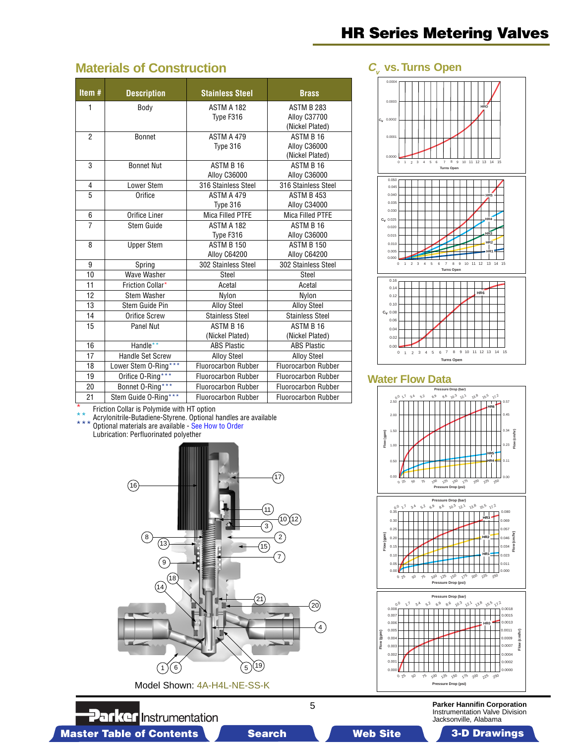## Materials of Construction

| Item # | Description | Stainless Steel | Brass |
|---|---|---|---|
| 1 | Body | ASTM A 182 Type F316 | ASTM B 283 Alloy C37700 (Nickel Plated) |
| 2 | Bonnet | ASTM A 479 Type 316 | ASTM B 16 Alloy C36000 (Nickel Plated) |
| 3 | Bonnet Nut | ASTM B 16 Alloy C36000 | ASTM B 16 Alloy C36000 |
| 4 | Lower Stem | 316 Stainless Steel | 316 Stainless Steel |
| 5 | Orifice | ASTM A 479 Type 316 | ASTM B 453 Alloy C34000 |
| 6 | Orifice Liner | Mica Filled PTFE | Mica Filled PTFE |
| 7 | Stem Guide | ASTM A 182 Type F316 | ASTM B 16 Alloy C36000 |
| 8 | Upper Stem | ASTM B 150 Alloy C64200 | ASTM B 150 Alloy C64200 |
| 9 | Spring | 302 Stainless Steel | 302 Stainless Steel |
| 10 | Wave Washer | Steel | Steel |
| 11 | Friction Collar* | Acetal | Acetal |
| 12 | Stem Washer | Nylon | Nylon |
| 13 | Stem Guide Pin | Alloy Steel | Alloy Steel |
| 14 | Orifice Screw | Stainless Steel | Stainless Steel |
| 15 | Panel Nut | ASTM B 16 (Nickel Plated) | ASTM B 16 (Nickel Plated) |
| 16 | Handle** | ABS Plastic | ABS Plastic |
| 17 | Handle Set Screw | Alloy Steel | Alloy Steel |
| 18 | Lower Stem O-Ring*** | Fluorocarbon Rubber | Fluorocarbon Rubber |
| 19 | Orifice O-Ring*** | Fluorocarbon Rubber | Fluorocarbon Rubber |
| 20 | Bonnet O-Ring*** | Fluorocarbon Rubber | Fluorocarbon Rubber |
| 21 | Stem Guide O-Ring*** | Fluorocarbon Rubber | Fluorocarbon Rubber |

\* Friction Collar is Polymide with HT option
\** Acrylonitrile-Butadiene-Styrene. Optional handles are available
\*** Optional materials are available - See How to Order
Lubrication: Perfluorinated polyether

Model Shown: 4A-H4L-NE-SS-K

## $C_v$ vs. Turns Open

## Water Flow Data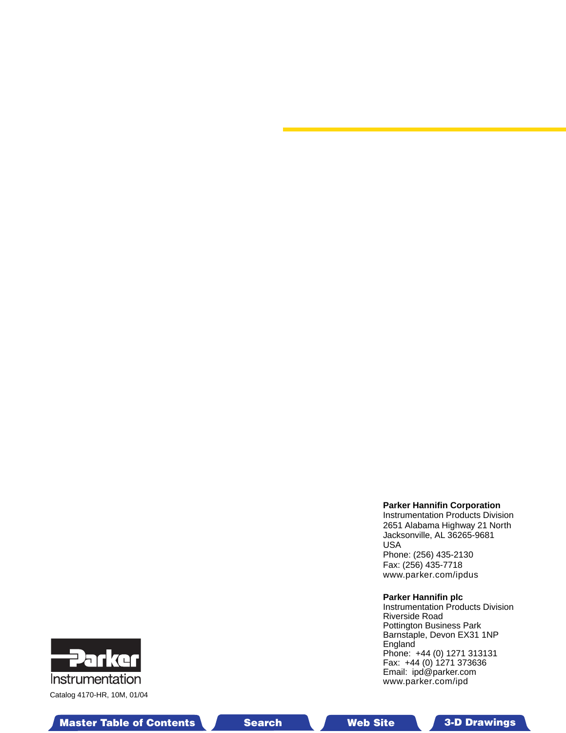**Parker Hannifin Corporation**
Instrumentation Products Division
2651 Alabama Highway 21 North
Jacksonville, AL 36265-9681
USA
Phone: (256) 435-2130
Fax: (256) 435-7718
www.parker.com/ipdus

**Parker Hannifin plc**
Instrumentation Products Division
Riverside Road
Pottington Business Park
Barnstaple, Devon EX31 1NP
England
Phone: +44 (0) 1271 313131
Fax: +44 (0) 1271 373636
Email: ipd@parker.com
www.parker.com/ipd

Parker
Instrumentation

Catalog 4170-HR, 10M, 01/04

Master Table of Contents | Search | Web Site | 3-D Drawings